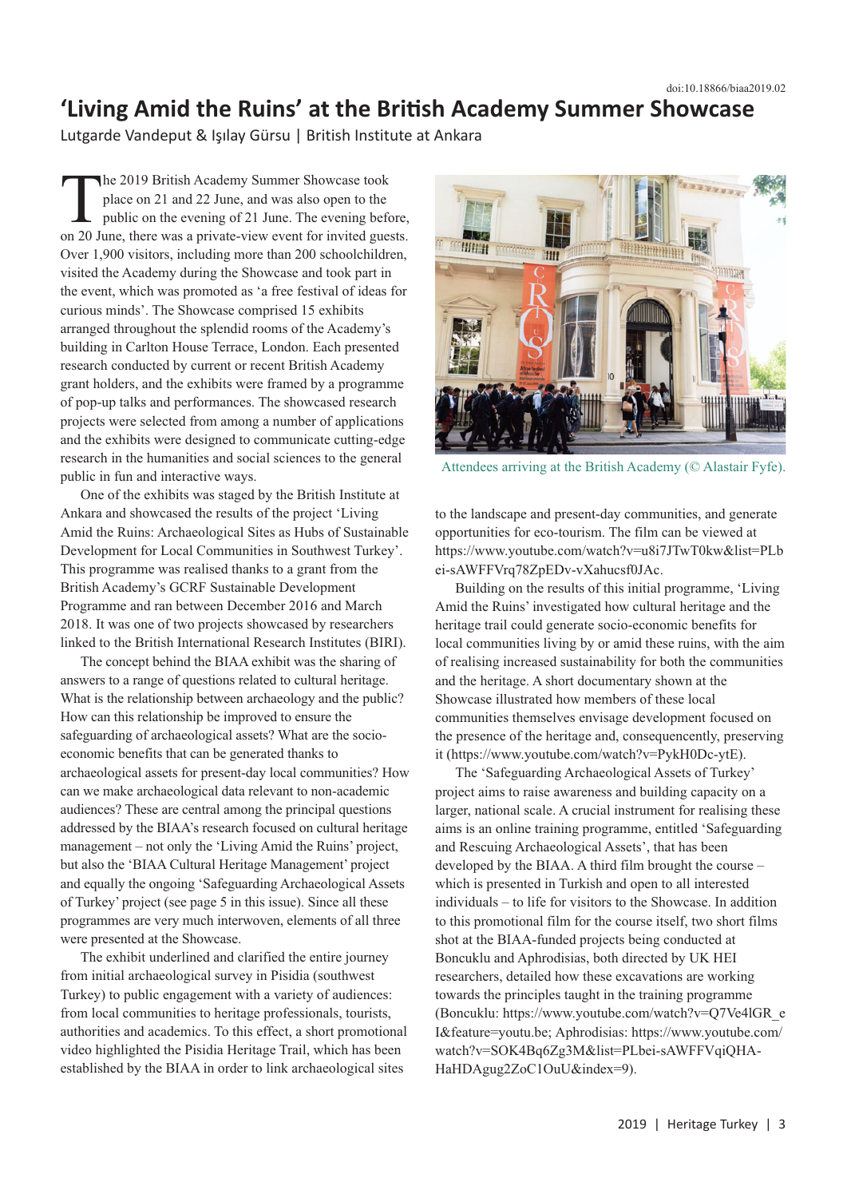doi:10.18866/biaa2019.02

# 'Living Amid the Ruins' at the British Academy Summer Showcase

Lutgarde Vandeput & Işılay Gürsu | British Institute at Ankara

The 2019 British Academy Summer Showcase took place on 21 and 22 June, and was also open to the public on the evening of 21 June. The evening before, on 20 June, there was a private-view event for invited guests. Over 1,900 visitors, including more than 200 schoolchildren, visited the Academy during the Showcase and took part in the event, which was promoted as 'a free festival of ideas for curious minds'. The Showcase comprised 15 exhibits arranged throughout the splendid rooms of the Academy's building in Carlton House Terrace, London. Each presented research conducted by current or recent British Academy grant holders, and the exhibits were framed by a programme of pop-up talks and performances. The showcased research projects were selected from among a number of applications and the exhibits were designed to communicate cutting-edge research in the humanities and social sciences to the general public in fun and interactive ways.

One of the exhibits was staged by the British Institute at Ankara and showcased the results of the project 'Living Amid the Ruins: Archaeological Sites as Hubs of Sustainable Development for Local Communities in Southwest Turkey'. This programme was realised thanks to a grant from the British Academy's GCRF Sustainable Development Programme and ran between December 2016 and March 2018. It was one of two projects showcased by researchers linked to the British International Research Institutes (BIRI).

The concept behind the BIAA exhibit was the sharing of answers to a range of questions related to cultural heritage. What is the relationship between archaeology and the public? How can this relationship be improved to ensure the safeguarding of archaeological assets? What are the socio-economic benefits that can be generated thanks to archaeological assets for present-day local communities? How can we make archaeological data relevant to non-academic audiences? These are central among the principal questions addressed by the BIAA's research focused on cultural heritage management – not only the 'Living Amid the Ruins' project, but also the 'BIAA Cultural Heritage Management' project and equally the ongoing 'Safeguarding Archaeological Assets of Turkey' project (see page 5 in this issue). Since all these programmes are very much interwoven, elements of all three were presented at the Showcase.

The exhibit underlined and clarified the entire journey from initial archaeological survey in Pisidia (southwest Turkey) to public engagement with a variety of audiences: from local communities to heritage professionals, tourists, authorities and academics. To this effect, a short promotional video highlighted the Pisidia Heritage Trail, which has been established by the BIAA in order to link archaeological sites to the landscape and present-day communities, and generate opportunities for eco-tourism. The film can be viewed at https://www.youtube.com/watch?v=u8i7JTwT0kw&list=PLbei-sAWFFVrq78ZpEDv-vXahucsf0JAc.

Attendees arriving at the British Academy (© Alastair Fyfe).

Building on the results of this initial programme, 'Living Amid the Ruins' investigated how cultural heritage and the heritage trail could generate socio-economic benefits for local communities living by or amid these ruins, with the aim of realising increased sustainability for both the communities and the heritage. A short documentary shown at the Showcase illustrated how members of these local communities themselves envisage development focused on the presence of the heritage and, consequencently, preserving it (https://www.youtube.com/watch?v=PykH0Dc-ytE).

The 'Safeguarding Archaeological Assets of Turkey' project aims to raise awareness and building capacity on a larger, national scale. A crucial instrument for realising these aims is an online training programme, entitled 'Safeguarding and Rescuing Archaeological Assets', that has been developed by the BIAA. A third film brought the course – which is presented in Turkish and open to all interested individuals – to life for visitors to the Showcase. In addition to this promotional film for the course itself, two short films shot at the BIAA-funded projects being conducted at Boncuklu and Aphrodisias, both directed by UK HEI researchers, detailed how these excavations are working towards the principles taught in the training programme (Boncuklu: https://www.youtube.com/watch?v=Q7Ve4lGR_eI&feature=youtu.be; Aphrodisias: https://www.youtube.com/watch?v=SOK4Bq6Zg3M&list=PLbei-sAWFFVqiQHA-HaHDAgug2ZoC1OuU&index=9).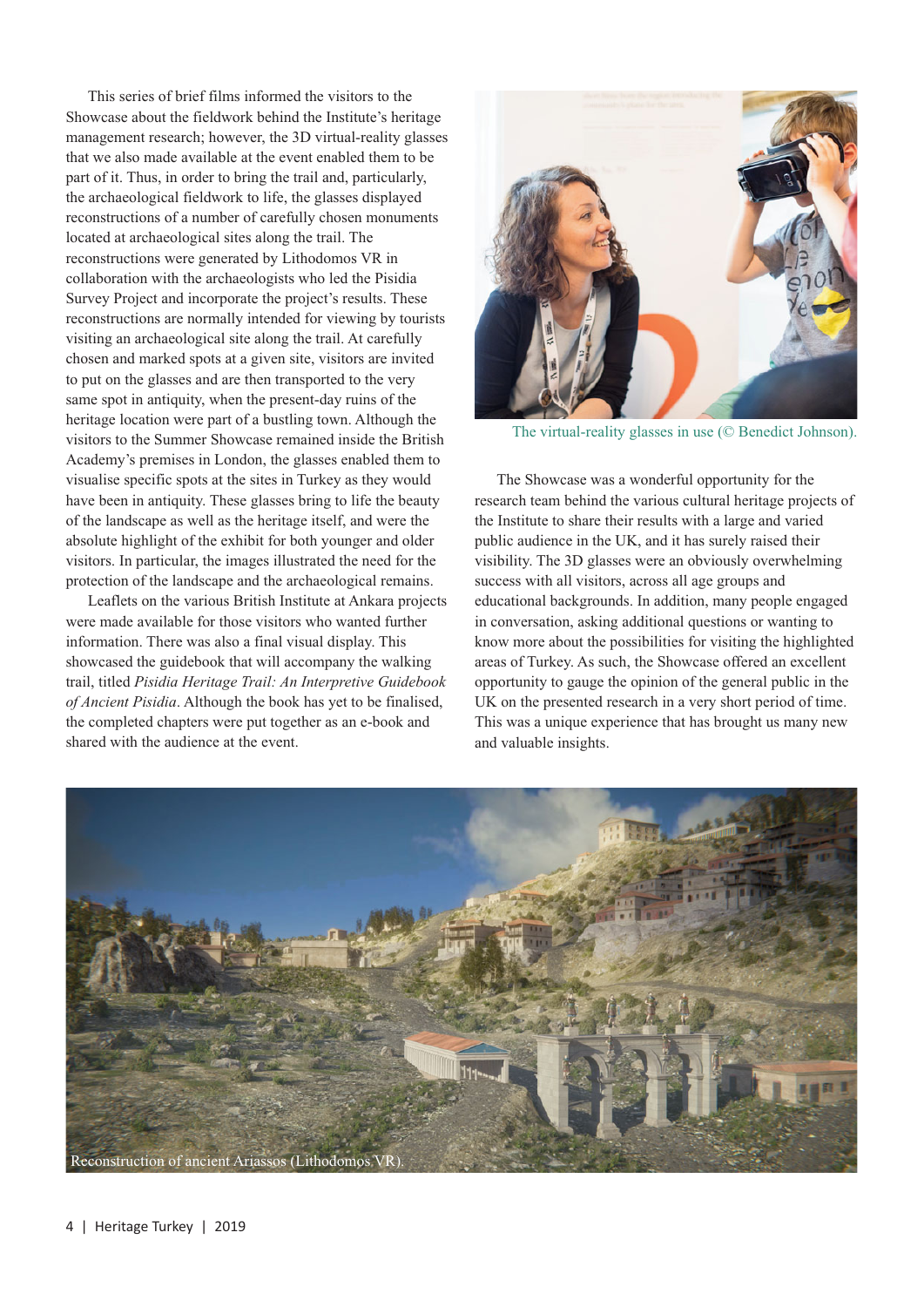This series of brief films informed the visitors to the Showcase about the fieldwork behind the Institute's heritage management research; however, the 3D virtual-reality glasses that we also made available at the event enabled them to be part of it. Thus, in order to bring the trail and, particularly, the archaeological fieldwork to life, the glasses displayed reconstructions of a number of carefully chosen monuments located at archaeological sites along the trail. The reconstructions were generated by Lithodomos VR in collaboration with the archaeologists who led the Pisidia Survey Project and incorporate the project's results. These reconstructions are normally intended for viewing by tourists visiting an archaeological site along the trail. At carefully chosen and marked spots at a given site, visitors are invited to put on the glasses and are then transported to the very same spot in antiquity, when the present-day ruins of the heritage location were part of a bustling town. Although the visitors to the Summer Showcase remained inside the British Academy's premises in London, the glasses enabled them to visualise specific spots at the sites in Turkey as they would have been in antiquity. These glasses bring to life the beauty of the landscape as well as the heritage itself, and were the absolute highlight of the exhibit for both younger and older visitors. In particular, the images illustrated the need for the protection of the landscape and the archaeological remains.

Leaflets on the various British Institute at Ankara projects were made available for those visitors who wanted further information. There was also a final visual display. This showcased the guidebook that will accompany the walking trail, titled *Pisidia Heritage Trail: An Interpretive Guidebook of Ancient Pisidia*. Although the book has yet to be finalised, the completed chapters were put together as an e-book and shared with the audience at the event.

The virtual-reality glasses in use (© Benedict Johnson).

The Showcase was a wonderful opportunity for the research team behind the various cultural heritage projects of the Institute to share their results with a large and varied public audience in the UK, and it has surely raised their visibility. The 3D glasses were an obviously overwhelming success with all visitors, across all age groups and educational backgrounds. In addition, many people engaged in conversation, asking additional questions or wanting to know more about the possibilities for visiting the highlighted areas of Turkey. As such, the Showcase offered an excellent opportunity to gauge the opinion of the general public in the UK on the presented research in a very short period of time. This was a unique experience that has brought us many new and valuable insights.

Reconstruction of ancient Ariassos (Lithodomos VR).